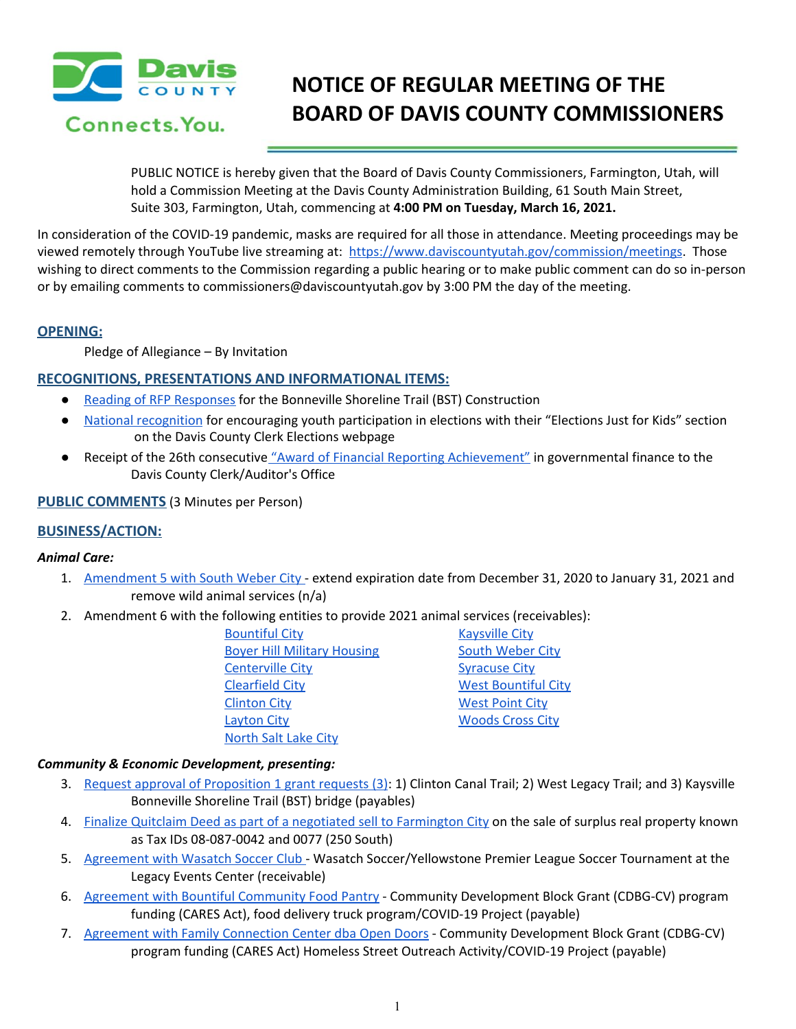# NOTICE OF REGULAR MEETING OF THE BOARD OF DAVIS COUNTY COMMISSIONERS

PUBLIC NOTICE is hereby given that the Board of Davis County Commissioners, Farmington, Utah, will hold a Commission Meeting at the Davis County Administration Building, 61 South Main Street, Suite 303, Farmington, Utah, commencing at **4:00 PM on Tuesday, March 16, 2021.**

In consideration of the COVID-19 pandemic, masks are required for all those in attendance. Meeting proceedings may be viewed remotely through YouTube live streaming at: https://www.daviscountyutah.gov/commission/meetings. Those wishing to direct comments to the Commission regarding a public hearing or to make public comment can do so in-person or by emailing comments to commissioners@daviscountyutah.gov by 3:00 PM the day of the meeting.

## OPENING:

Pledge of Allegiance – By Invitation

## RECOGNITIONS, PRESENTATIONS AND INFORMATIONAL ITEMS:

- Reading of RFP Responses for the Bonneville Shoreline Trail (BST) Construction
- National recognition for encouraging youth participation in elections with their "Elections Just for Kids" section on the Davis County Clerk Elections webpage
- Receipt of the 26th consecutive "Award of Financial Reporting Achievement" in governmental finance to the Davis County Clerk/Auditor's Office

## PUBLIC COMMENTS (3 Minutes per Person)

## BUSINESS/ACTION:

***Animal Care:***

1. Amendment 5 with South Weber City - extend expiration date from December 31, 2020 to January 31, 2021 and remove wild animal services (n/a)
2. Amendment 6 with the following entities to provide 2021 animal services (receivables):
   - Bountiful City
   - Boyer Hill Military Housing
   - Centerville City
   - Clearfield City
   - Clinton City
   - Layton City
   - North Salt Lake City
   - Kaysville City
   - South Weber City
   - Syracuse City
   - West Bountiful City
   - West Point City
   - Woods Cross City

***Community & Economic Development, presenting:***

3. Request approval of Proposition 1 grant requests (3): 1) Clinton Canal Trail; 2) West Legacy Trail; and 3) Kaysville Bonneville Shoreline Trail (BST) bridge (payables)
4. Finalize Quitclaim Deed as part of a negotiated sell to Farmington City on the sale of surplus real property known as Tax IDs 08-087-0042 and 0077 (250 South)
5. Agreement with Wasatch Soccer Club - Wasatch Soccer/Yellowstone Premier League Soccer Tournament at the Legacy Events Center (receivable)
6. Agreement with Bountiful Community Food Pantry - Community Development Block Grant (CDBG-CV) program funding (CARES Act), food delivery truck program/COVID-19 Project (payable)
7. Agreement with Family Connection Center dba Open Doors - Community Development Block Grant (CDBG-CV) program funding (CARES Act) Homeless Street Outreach Activity/COVID-19 Project (payable)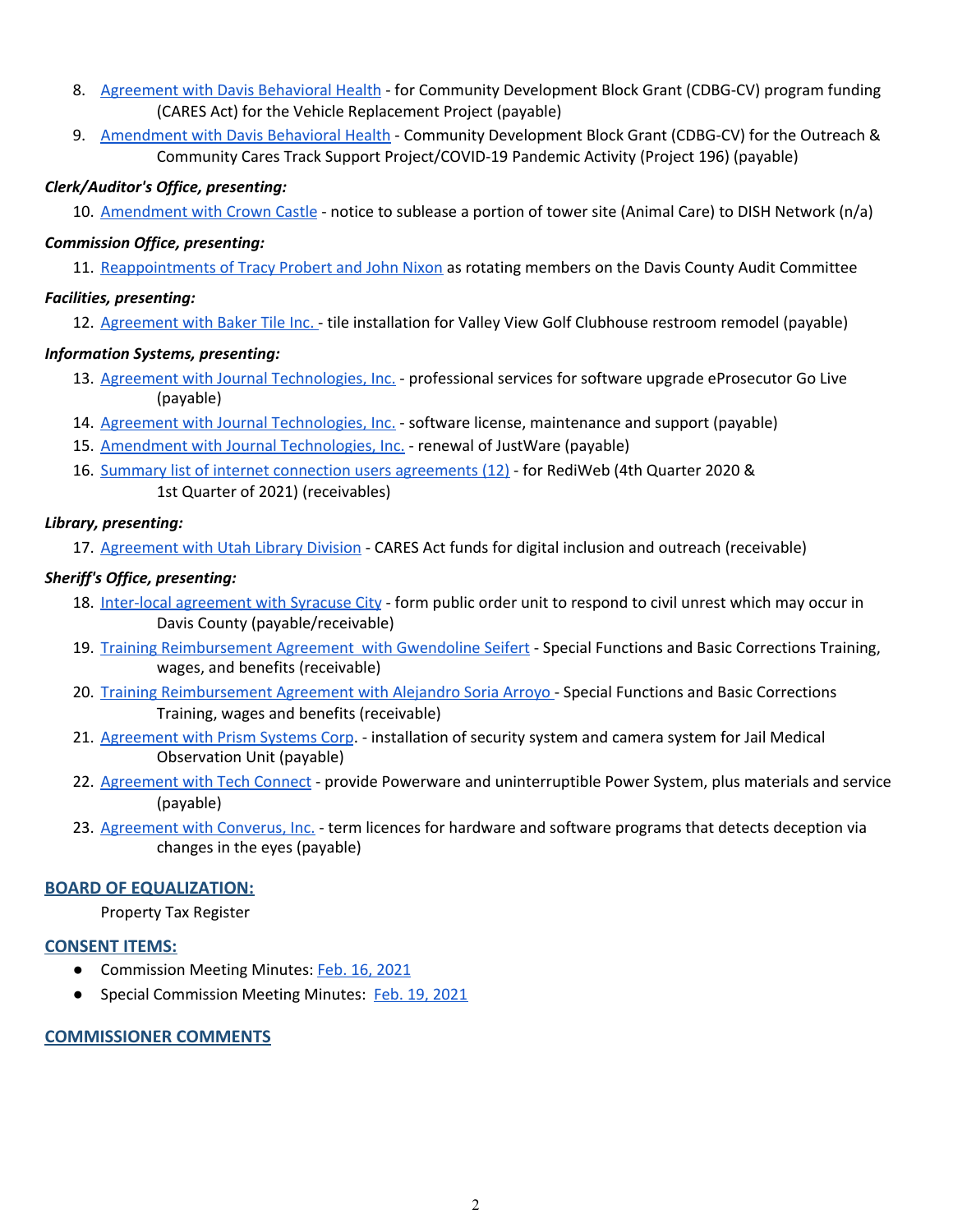8. Agreement with Davis Behavioral Health - for Community Development Block Grant (CDBG-CV) program funding (CARES Act) for the Vehicle Replacement Project (payable)
9. Amendment with Davis Behavioral Health - Community Development Block Grant (CDBG-CV) for the Outreach & Community Cares Track Support Project/COVID-19 Pandemic Activity (Project 196) (payable)

***Clerk/Auditor's Office, presenting:***

10. Amendment with Crown Castle - notice to sublease a portion of tower site (Animal Care) to DISH Network (n/a)

***Commission Office, presenting:***

11. Reappointments of Tracy Probert and John Nixon as rotating members on the Davis County Audit Committee

***Facilities, presenting:***

12. Agreement with Baker Tile Inc. - tile installation for Valley View Golf Clubhouse restroom remodel (payable)

***Information Systems, presenting:***

13. Agreement with Journal Technologies, Inc. - professional services for software upgrade eProsecutor Go Live (payable)
14. Agreement with Journal Technologies, Inc. - software license, maintenance and support (payable)
15. Amendment with Journal Technologies, Inc. - renewal of JustWare (payable)
16. Summary list of internet connection users agreements (12) - for RediWeb (4th Quarter 2020 & 1st Quarter of 2021) (receivables)

***Library, presenting:***

17. Agreement with Utah Library Division - CARES Act funds for digital inclusion and outreach (receivable)

***Sheriff's Office, presenting:***

18. Inter-local agreement with Syracuse City - form public order unit to respond to civil unrest which may occur in Davis County (payable/receivable)
19. Training Reimbursement Agreement with Gwendoline Seifert - Special Functions and Basic Corrections Training, wages, and benefits (receivable)
20. Training Reimbursement Agreement with Alejandro Soria Arroyo - Special Functions and Basic Corrections Training, wages and benefits (receivable)
21. Agreement with Prism Systems Corp. - installation of security system and camera system for Jail Medical Observation Unit (payable)
22. Agreement with Tech Connect - provide Powerware and uninterruptible Power System, plus materials and service (payable)
23. Agreement with Converus, Inc. - term licences for hardware and software programs that detects deception via changes in the eyes (payable)

## BOARD OF EQUALIZATION:

Property Tax Register

## CONSENT ITEMS:

- Commission Meeting Minutes: Feb. 16, 2021
- Special Commission Meeting Minutes: Feb. 19, 2021

## COMMISSIONER COMMENTS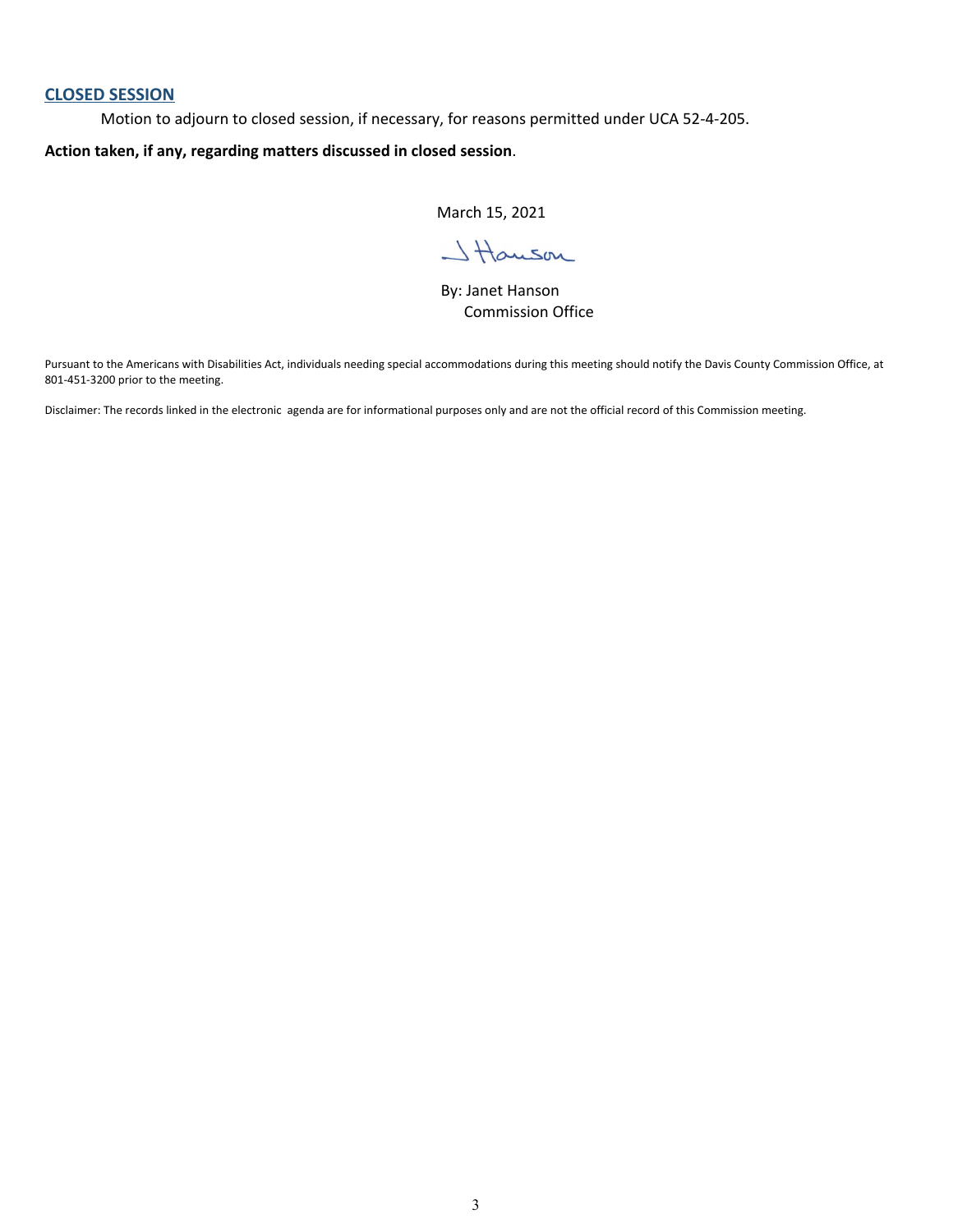## CLOSED SESSION

Motion to adjourn to closed session, if necessary, for reasons permitted under UCA 52-4-205.

**Action taken, if any, regarding matters discussed in closed session**.

March 15, 2021

J Hanson

By: Janet Hanson
Commission Office

Pursuant to the Americans with Disabilities Act, individuals needing special accommodations during this meeting should notify the Davis County Commission Office, at 801-451-3200 prior to the meeting.

Disclaimer: The records linked in the electronic agenda are for informational purposes only and are not the official record of this Commission meeting.